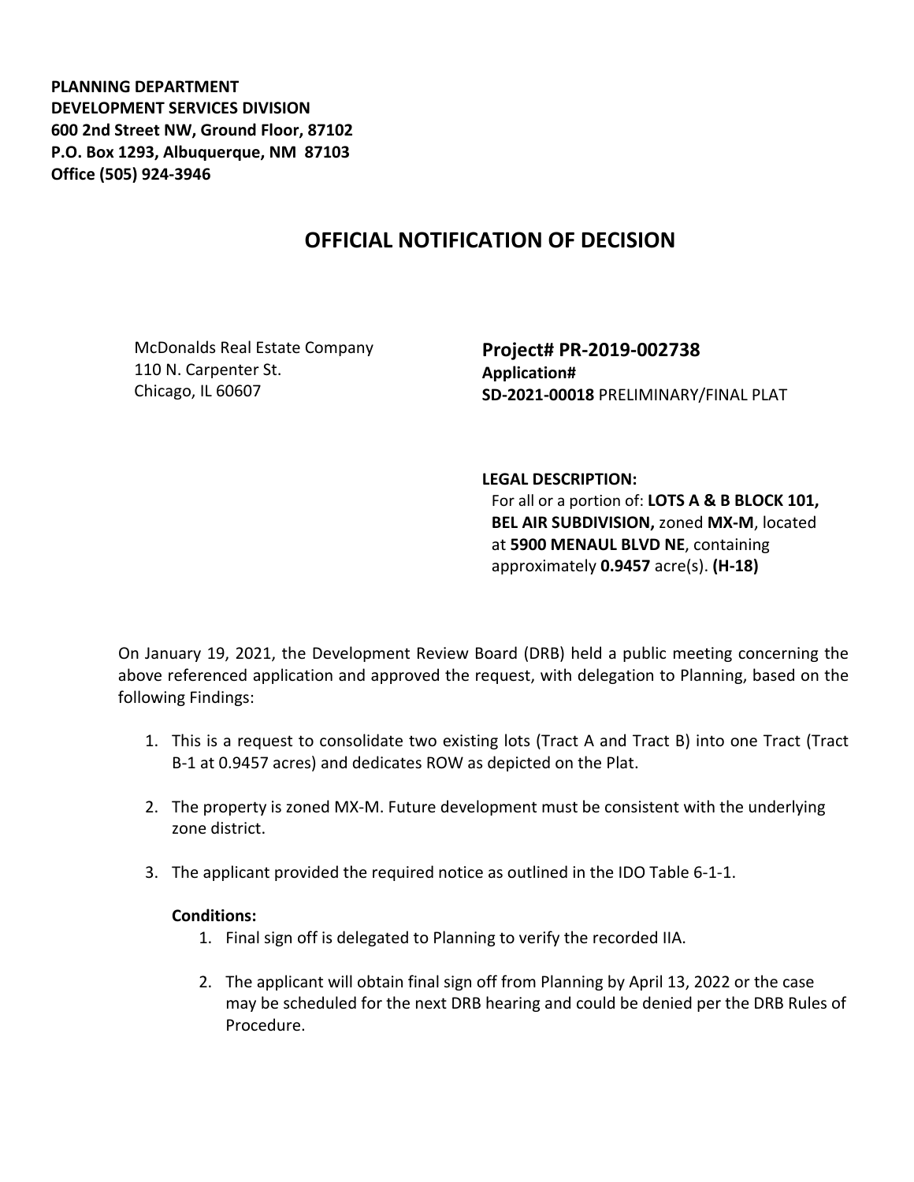**PLANNING DEPARTMENT**
**DEVELOPMENT SERVICES DIVISION**
**600 2nd Street NW, Ground Floor, 87102**
**P.O. Box 1293, Albuquerque, NM 87103**
**Office (505) 924-3946**

# OFFICIAL NOTIFICATION OF DECISION

McDonalds Real Estate Company
110 N. Carpenter St.
Chicago, IL 60607

**Project# PR-2019-002738**
**Application#**
**SD-2021-00018** PRELIMINARY/FINAL PLAT

**LEGAL DESCRIPTION:**
For all or a portion of: **LOTS A & B BLOCK 101, BEL AIR SUBDIVISION,** zoned **MX-M**, located at **5900 MENAUL BLVD NE**, containing approximately **0.9457** acre(s). **(H-18)**

On January 19, 2021, the Development Review Board (DRB) held a public meeting concerning the above referenced application and approved the request, with delegation to Planning, based on the following Findings:

1. This is a request to consolidate two existing lots (Tract A and Tract B) into one Tract (Tract B-1 at 0.9457 acres) and dedicates ROW as depicted on the Plat.

2. The property is zoned MX-M. Future development must be consistent with the underlying zone district.

3. The applicant provided the required notice as outlined in the IDO Table 6-1-1.

**Conditions:**

1. Final sign off is delegated to Planning to verify the recorded IIA.

2. The applicant will obtain final sign off from Planning by April 13, 2022 or the case may be scheduled for the next DRB hearing and could be denied per the DRB Rules of Procedure.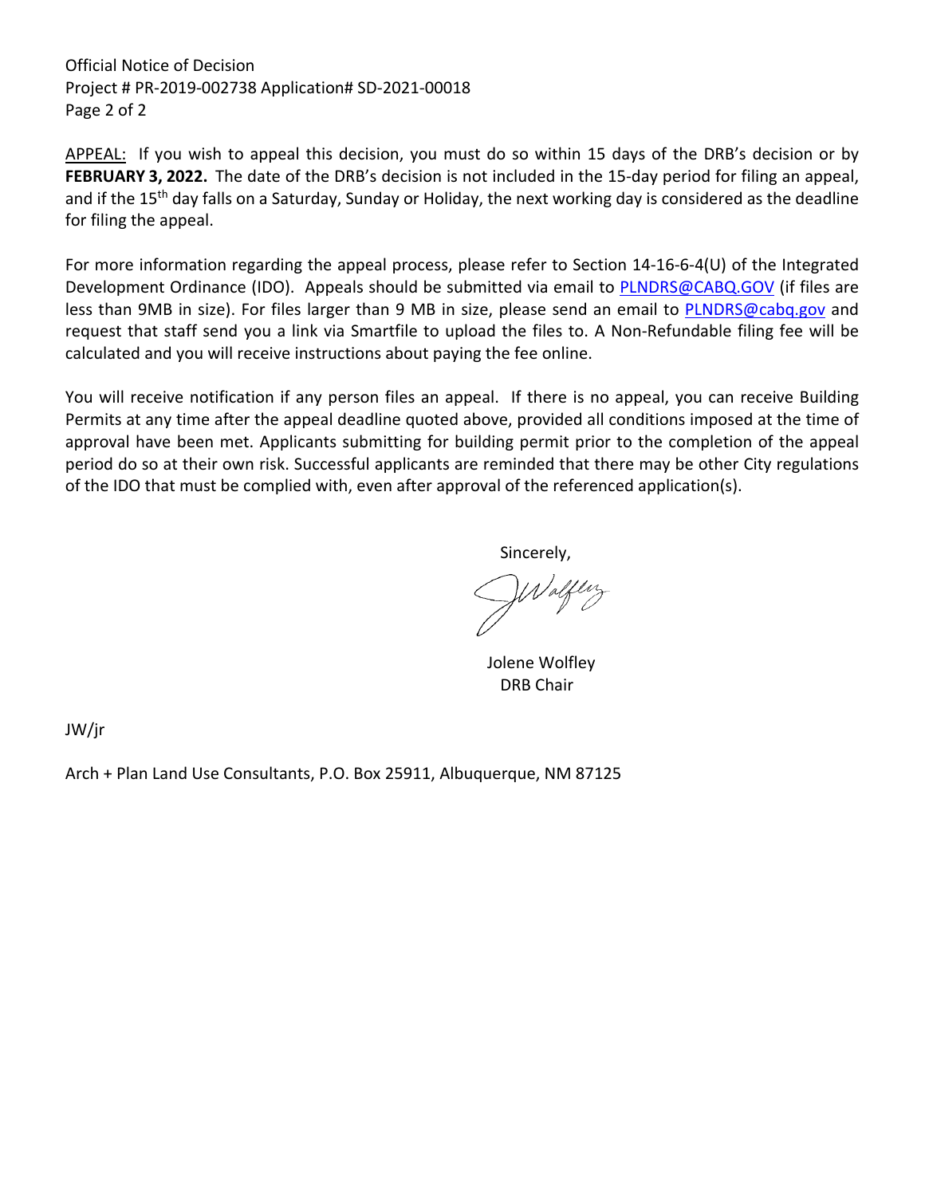Official Notice of Decision
Project # PR-2019-002738 Application# SD-2021-00018

APPEAL: If you wish to appeal this decision, you must do so within 15 days of the DRB's decision or by **FEBRUARY 3, 2022.** The date of the DRB's decision is not included in the 15-day period for filing an appeal, and if the 15th day falls on a Saturday, Sunday or Holiday, the next working day is considered as the deadline for filing the appeal.

For more information regarding the appeal process, please refer to Section 14-16-6-4(U) of the Integrated Development Ordinance (IDO). Appeals should be submitted via email to PLNDRS@CABQ.GOV (if files are less than 9MB in size). For files larger than 9 MB in size, please send an email to PLNDRS@cabq.gov and request that staff send you a link via Smartfile to upload the files to. A Non-Refundable filing fee will be calculated and you will receive instructions about paying the fee online.

You will receive notification if any person files an appeal. If there is no appeal, you can receive Building Permits at any time after the appeal deadline quoted above, provided all conditions imposed at the time of approval have been met. Applicants submitting for building permit prior to the completion of the appeal period do so at their own risk. Successful applicants are reminded that there may be other City regulations of the IDO that must be complied with, even after approval of the referenced application(s).

Sincerely,

JWolfley

Jolene Wolfley
DRB Chair

JW/jr

Arch + Plan Land Use Consultants, P.O. Box 25911, Albuquerque, NM 87125